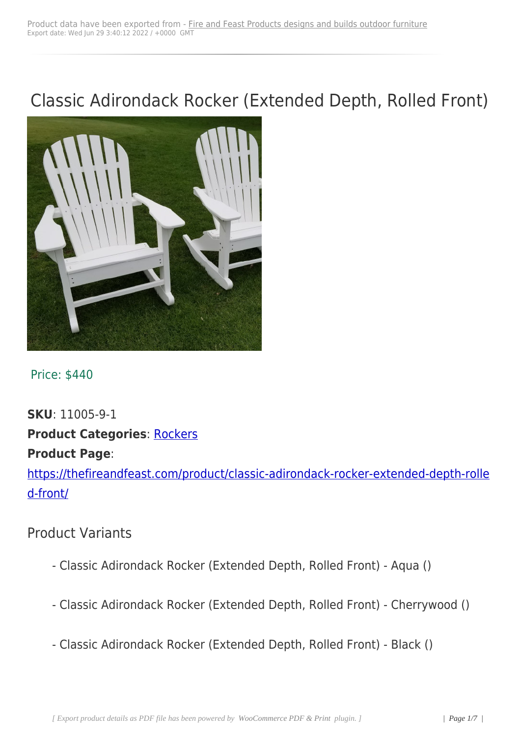# Classic Adirondack Rocker (Extended Depth, Rolled Front)

Price: $440

**SKU**: 11005-9-1
**Product Categories**: Rockers
**Product Page**:
https://thefireandfeast.com/product/classic-adirondack-rocker-extended-depth-rolled-front/

## Product Variants

- Classic Adirondack Rocker (Extended Depth, Rolled Front) - Aqua ()

- Classic Adirondack Rocker (Extended Depth, Rolled Front) - Cherrywood ()

- Classic Adirondack Rocker (Extended Depth, Rolled Front) - Black ()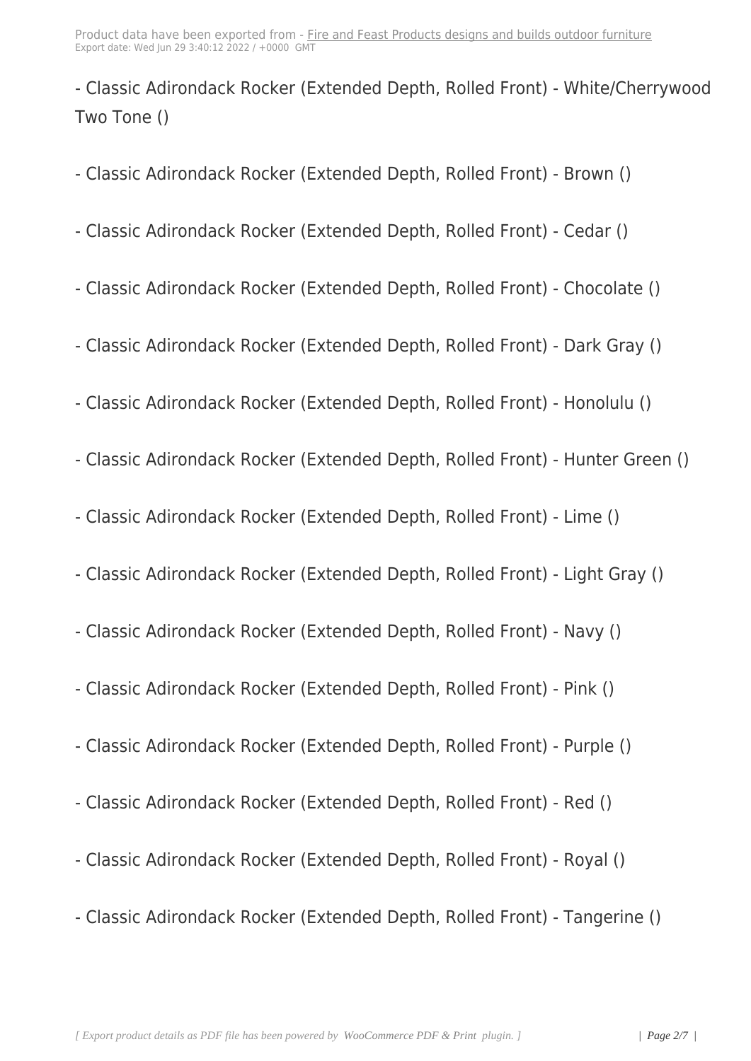- Classic Adirondack Rocker (Extended Depth, Rolled Front) - White/Cherrywood Two Tone ()

- Classic Adirondack Rocker (Extended Depth, Rolled Front) - Brown ()

- Classic Adirondack Rocker (Extended Depth, Rolled Front) - Cedar ()

- Classic Adirondack Rocker (Extended Depth, Rolled Front) - Chocolate ()

- Classic Adirondack Rocker (Extended Depth, Rolled Front) - Dark Gray ()

- Classic Adirondack Rocker (Extended Depth, Rolled Front) - Honolulu ()

- Classic Adirondack Rocker (Extended Depth, Rolled Front) - Hunter Green ()

- Classic Adirondack Rocker (Extended Depth, Rolled Front) - Lime ()

- Classic Adirondack Rocker (Extended Depth, Rolled Front) - Light Gray ()

- Classic Adirondack Rocker (Extended Depth, Rolled Front) - Navy ()

- Classic Adirondack Rocker (Extended Depth, Rolled Front) - Pink ()

- Classic Adirondack Rocker (Extended Depth, Rolled Front) - Purple ()

- Classic Adirondack Rocker (Extended Depth, Rolled Front) - Red ()

- Classic Adirondack Rocker (Extended Depth, Rolled Front) - Royal ()

- Classic Adirondack Rocker (Extended Depth, Rolled Front) - Tangerine ()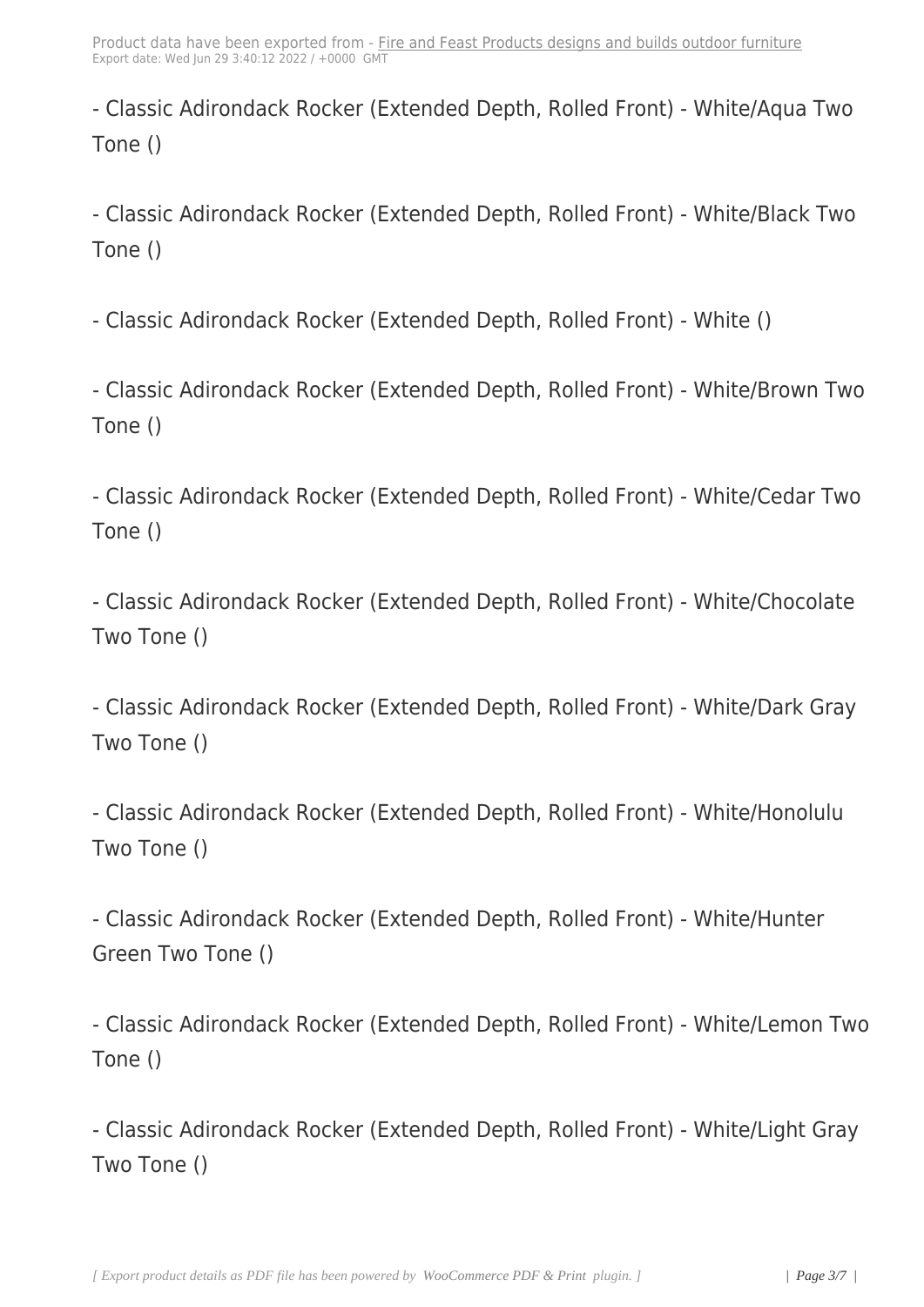- Classic Adirondack Rocker (Extended Depth, Rolled Front) - White/Aqua Two Tone ()

- Classic Adirondack Rocker (Extended Depth, Rolled Front) - White/Black Two Tone ()

- Classic Adirondack Rocker (Extended Depth, Rolled Front) - White ()

- Classic Adirondack Rocker (Extended Depth, Rolled Front) - White/Brown Two Tone ()

- Classic Adirondack Rocker (Extended Depth, Rolled Front) - White/Cedar Two Tone ()

- Classic Adirondack Rocker (Extended Depth, Rolled Front) - White/Chocolate Two Tone ()

- Classic Adirondack Rocker (Extended Depth, Rolled Front) - White/Dark Gray Two Tone ()

- Classic Adirondack Rocker (Extended Depth, Rolled Front) - White/Honolulu Two Tone ()

- Classic Adirondack Rocker (Extended Depth, Rolled Front) - White/Hunter Green Two Tone ()

- Classic Adirondack Rocker (Extended Depth, Rolled Front) - White/Lemon Two Tone ()

- Classic Adirondack Rocker (Extended Depth, Rolled Front) - White/Light Gray Two Tone ()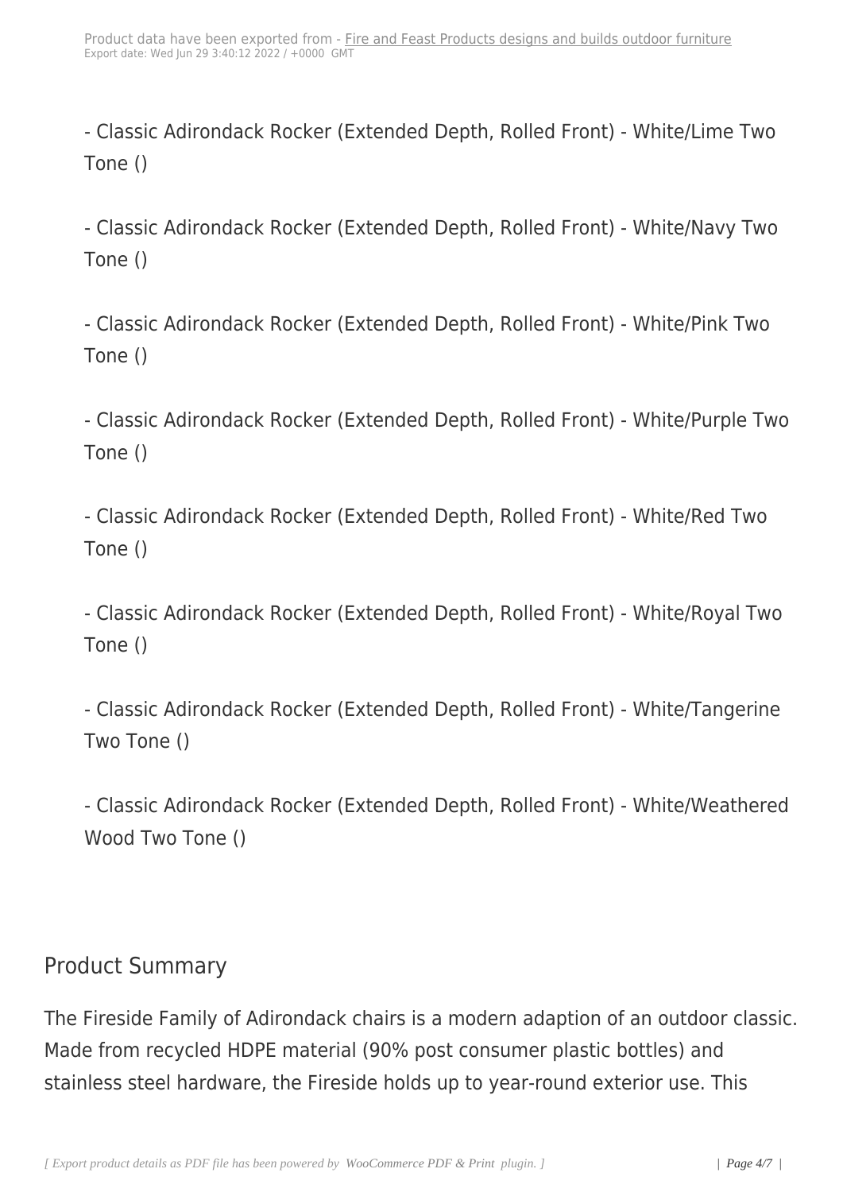- Classic Adirondack Rocker (Extended Depth, Rolled Front) - White/Lime Two Tone ()

- Classic Adirondack Rocker (Extended Depth, Rolled Front) - White/Navy Two Tone ()

- Classic Adirondack Rocker (Extended Depth, Rolled Front) - White/Pink Two Tone ()

- Classic Adirondack Rocker (Extended Depth, Rolled Front) - White/Purple Two Tone ()

- Classic Adirondack Rocker (Extended Depth, Rolled Front) - White/Red Two Tone ()

- Classic Adirondack Rocker (Extended Depth, Rolled Front) - White/Royal Two Tone ()

- Classic Adirondack Rocker (Extended Depth, Rolled Front) - White/Tangerine Two Tone ()

- Classic Adirondack Rocker (Extended Depth, Rolled Front) - White/Weathered Wood Two Tone ()

## Product Summary

The Fireside Family of Adirondack chairs is a modern adaption of an outdoor classic. Made from recycled HDPE material (90% post consumer plastic bottles) and stainless steel hardware, the Fireside holds up to year-round exterior use. This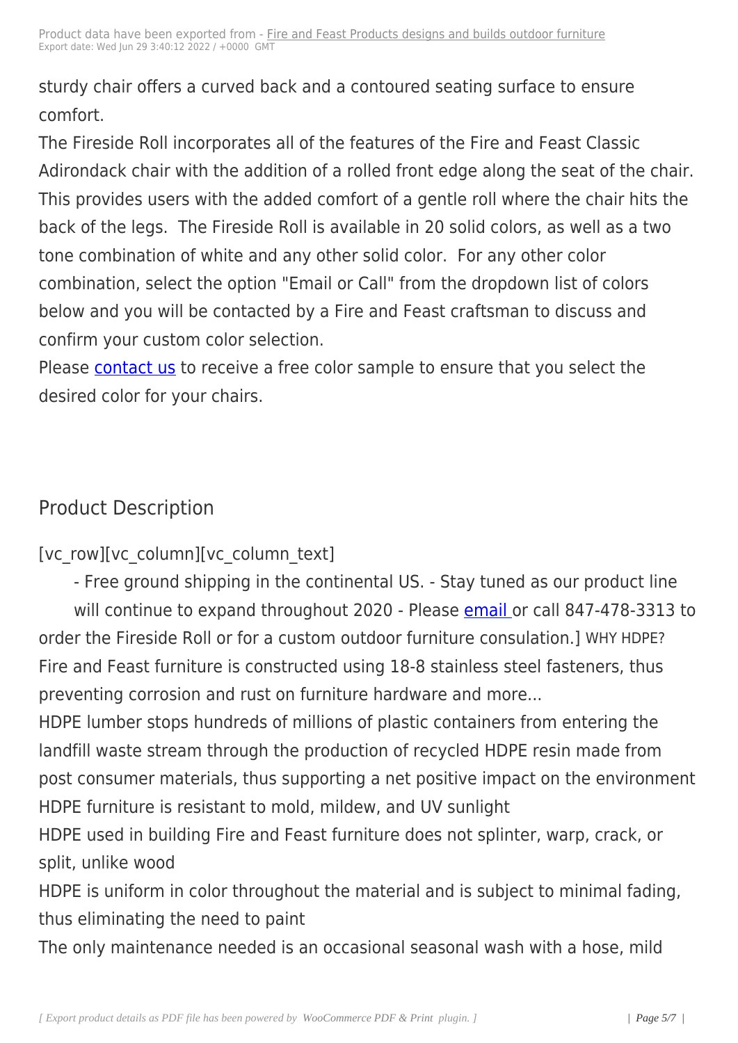sturdy chair offers a curved back and a contoured seating surface to ensure comfort.

The Fireside Roll incorporates all of the features of the Fire and Feast Classic Adirondack chair with the addition of a rolled front edge along the seat of the chair. This provides users with the added comfort of a gentle roll where the chair hits the back of the legs. The Fireside Roll is available in 20 solid colors, as well as a two tone combination of white and any other solid color. For any other color combination, select the option "Email or Call" from the dropdown list of colors below and you will be contacted by a Fire and Feast craftsman to discuss and confirm your custom color selection.

Please contact us to receive a free color sample to ensure that you select the desired color for your chairs.

## Product Description

[vc_row][vc_column][vc_column_text]

- Free ground shipping in the continental US. - Stay tuned as our product line will continue to expand throughout 2020 - Please email or call 847-478-3313 to order the Fireside Roll or for a custom outdoor furniture consulation.] WHY HDPE?

Fire and Feast furniture is constructed using 18-8 stainless steel fasteners, thus preventing corrosion and rust on furniture hardware and more...

HDPE lumber stops hundreds of millions of plastic containers from entering the landfill waste stream through the production of recycled HDPE resin made from post consumer materials, thus supporting a net positive impact on the environment

HDPE furniture is resistant to mold, mildew, and UV sunlight

HDPE used in building Fire and Feast furniture does not splinter, warp, crack, or split, unlike wood

HDPE is uniform in color throughout the material and is subject to minimal fading, thus eliminating the need to paint

The only maintenance needed is an occasional seasonal wash with a hose, mild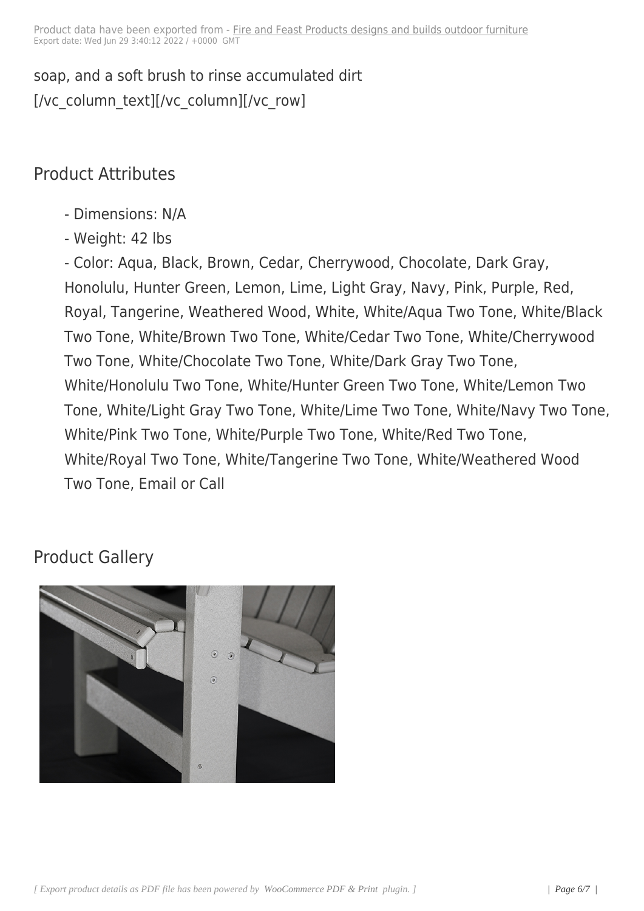soap, and a soft brush to rinse accumulated dirt
[/vc_column_text][/vc_column][/vc_row]

## Product Attributes

- Dimensions: N/A
- Weight: 42 lbs
- Color: Aqua, Black, Brown, Cedar, Cherrywood, Chocolate, Dark Gray, Honolulu, Hunter Green, Lemon, Lime, Light Gray, Navy, Pink, Purple, Red, Royal, Tangerine, Weathered Wood, White, White/Aqua Two Tone, White/Black Two Tone, White/Brown Two Tone, White/Cedar Two Tone, White/Cherrywood Two Tone, White/Chocolate Two Tone, White/Dark Gray Two Tone, White/Honolulu Two Tone, White/Hunter Green Two Tone, White/Lemon Two Tone, White/Light Gray Two Tone, White/Lime Two Tone, White/Navy Two Tone, White/Pink Two Tone, White/Purple Two Tone, White/Red Two Tone, White/Royal Two Tone, White/Tangerine Two Tone, White/Weathered Wood Two Tone, Email or Call

## Product Gallery